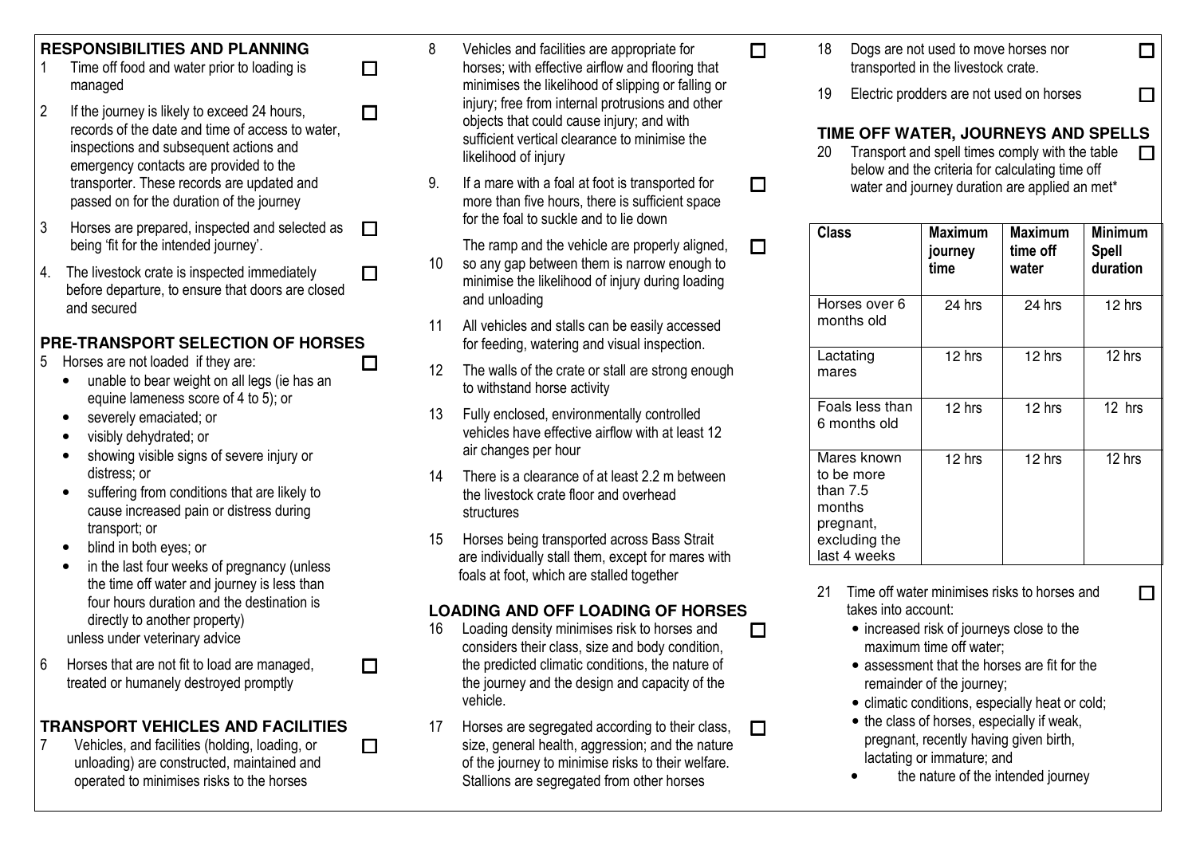## RESPONSIBILITIES AND PLANNING

1. Time off food and water prior to loading is managed ☐
2. If the journey is likely to exceed 24 hours, records of the date and time of access to water, inspections and subsequent actions and emergency contacts are provided to the transporter. These records are updated and passed on for the duration of the journey ☐
3. Horses are prepared, inspected and selected as being 'fit for the intended journey'. ☐
4. The livestock crate is inspected immediately before departure, to ensure that doors are closed and secured ☐

## PRE-TRANSPORT SELECTION OF HORSES

5. Horses are not loaded if they are: ☐
   - unable to bear weight on all legs (ie has an equine lameness score of 4 to 5); or
   - severely emaciated; or
   - visibly dehydrated; or
   - showing visible signs of severe injury or distress; or
   - suffering from conditions that are likely to cause increased pain or distress during transport; or
   - blind in both eyes; or
   - in the last four weeks of pregnancy (unless the time off water and journey is less than four hours duration and the destination is directly to another property)

   unless under veterinary advice
6. Horses that are not fit to load are managed, treated or humanely destroyed promptly ☐

## TRANSPORT VEHICLES AND FACILITIES

7. Vehicles, and facilities (holding, loading, or unloading) are constructed, maintained and operated to minimises risks to the horses ☐
8. Vehicles and facilities are appropriate for horses; with effective airflow and flooring that minimises the likelihood of slipping or falling or injury; free from internal protrusions and other objects that could cause injury; and with sufficient vertical clearance to minimise the likelihood of injury ☐
9. If a mare with a foal at foot is transported for more than five hours, there is sufficient space for the foal to suckle and to lie down ☐
10. The ramp and the vehicle are properly aligned, so any gap between them is narrow enough to minimise the likelihood of injury during loading and unloading ☐
11. All vehicles and stalls can be easily accessed for feeding, watering and visual inspection.
12. The walls of the crate or stall are strong enough to withstand horse activity
13. Fully enclosed, environmentally controlled vehicles have effective airflow with at least 12 air changes per hour
14. There is a clearance of at least 2.2 m between the livestock crate floor and overhead structures
15. Horses being transported across Bass Strait are individually stall them, except for mares with foals at foot, which are stalled together

## LOADING AND OFF LOADING OF HORSES

16. Loading density minimises risk to horses and considers their class, size and body condition, the predicted climatic conditions, the nature of the journey and the design and capacity of the vehicle. ☐
17. Horses are segregated according to their class, size, general health, aggression; and the nature of the journey to minimise risks to their welfare. Stallions are segregated from other horses ☐
18. Dogs are not used to move horses nor transported in the livestock crate. ☐
19. Electric prodders are not used on horses ☐

## TIME OFF WATER, JOURNEYS AND SPELLS

20. Transport and spell times comply with the table below and the criteria for calculating time off water and journey duration are applied an met* ☐

| Class | Maximum journey time | Maximum time off water | Minimum Spell duration |
|---|---|---|---|
| Horses over 6 months old | 24 hrs | 24 hrs | 12 hrs |
| Lactating mares | 12 hrs | 12 hrs | 12 hrs |
| Foals less than 6 months old | 12 hrs | 12 hrs | 12 hrs |
| Mares known to be more than 7.5 months pregnant, excluding the last 4 weeks | 12 hrs | 12 hrs | 12 hrs |

21. Time off water minimises risks to horses and takes into account: ☐
    - increased risk of journeys close to the maximum time off water;
    - assessment that the horses are fit for the remainder of the journey;
    - climatic conditions, especially heat or cold;
    - the class of horses, especially if weak, pregnant, recently having given birth, lactating or immature; and
    - the nature of the intended journey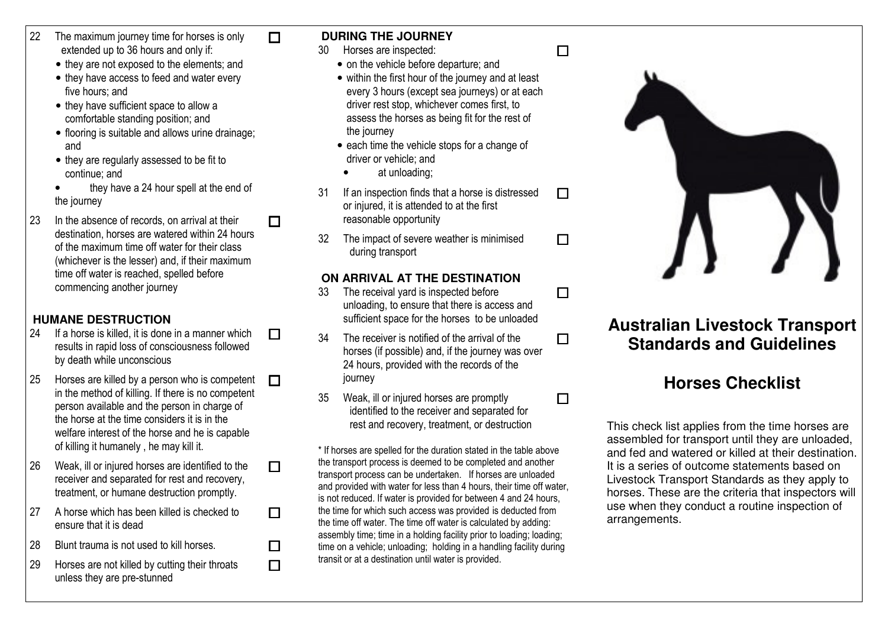22 The maximum journey time for horses is only extended up to 36 hours and only if: ☐

- they are not exposed to the elements; and
- they have access to feed and water every five hours; and
- they have sufficient space to allow a comfortable standing position; and
- flooring is suitable and allows urine drainage; and
- they are regularly assessed to be fit to continue; and
- they have a 24 hour spell at the end of the journey

23 In the absence of records, on arrival at their destination, horses are watered within 24 hours of the maximum time off water for their class (whichever is the lesser) and, if their maximum time off water is reached, spelled before commencing another journey ☐

### HUMANE DESTRUCTION

24 If a horse is killed, it is done in a manner which results in rapid loss of consciousness followed by death while unconscious ☐

25 Horses are killed by a person who is competent in the method of killing. If there is no competent person available and the person in charge of the horse at the time considers it is in the welfare interest of the horse and he is capable of killing it humanely , he may kill it. ☐

26 Weak, ill or injured horses are identified to the receiver and separated for rest and recovery, treatment, or humane destruction promptly. ☐

27 A horse which has been killed is checked to ensure that it is dead ☐

28 Blunt trauma is not used to kill horses. ☐

29 Horses are not killed by cutting their throats unless they are pre-stunned ☐

### DURING THE JOURNEY

30 Horses are inspected: ☐

- on the vehicle before departure; and
- within the first hour of the journey and at least every 3 hours (except sea journeys) or at each driver rest stop, whichever comes first, to assess the horses as being fit for the rest of the journey
- each time the vehicle stops for a change of driver or vehicle; and
- at unloading;

31 If an inspection finds that a horse is distressed or injured, it is attended to at the first reasonable opportunity ☐

32 The impact of severe weather is minimised during transport ☐

### ON ARRIVAL AT THE DESTINATION

33 The receival yard is inspected before unloading, to ensure that there is access and sufficient space for the horses to be unloaded ☐

34 The receiver is notified of the arrival of the horses (if possible) and, if the journey was over 24 hours, provided with the records of the journey ☐

35 Weak, ill or injured horses are promptly identified to the receiver and separated for rest and recovery, treatment, or destruction ☐

* If horses are spelled for the duration stated in the table above the transport process is deemed to be completed and another transport process can be undertaken. If horses are unloaded and provided with water for less than 4 hours, their time off water, is not reduced. If water is provided for between 4 and 24 hours, the time for which such access was provided is deducted from the time off water. The time off water is calculated by adding: assembly time; time in a holding facility prior to loading; loading; time on a vehicle; unloading; holding in a handling facility during transit or at a destination until water is provided.

# Australian Livestock Transport Standards and Guidelines

## Horses Checklist

This check list applies from the time horses are assembled for transport until they are unloaded, and fed and watered or killed at their destination. It is a series of outcome statements based on Livestock Transport Standards as they apply to horses. These are the criteria that inspectors will use when they conduct a routine inspection of arrangements.